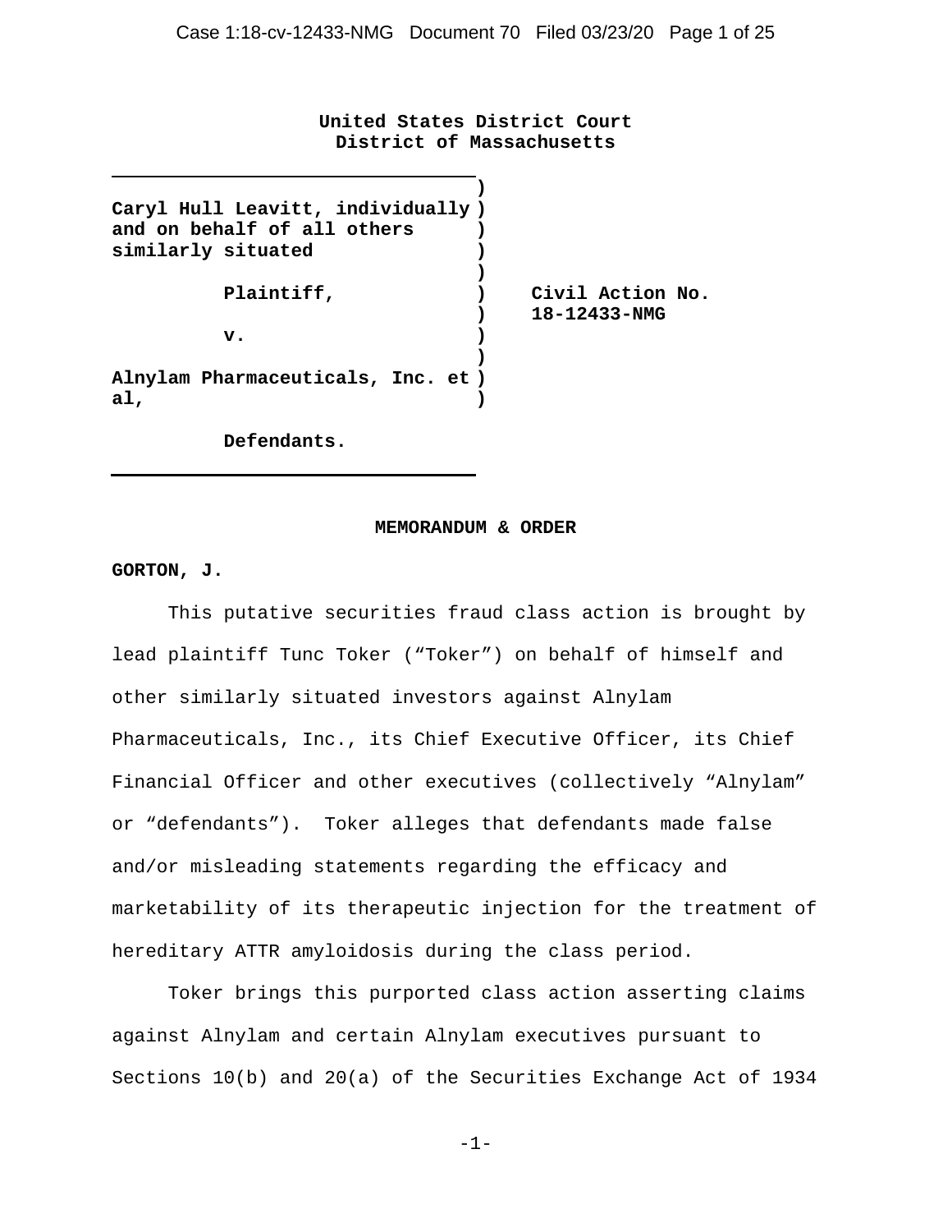**United States District Court**
**District of Massachusetts**

**Caryl Hull Leavitt, individually and on behalf of all others similarly situated**

**Plaintiff,**

**v.**

**Alnylam Pharmaceuticals, Inc. et al,**

**Defendants.**

**Civil Action No. 18-12433-NMG**

## MEMORANDUM & ORDER

**GORTON, J.**

This putative securities fraud class action is brought by lead plaintiff Tunc Toker ("Toker") on behalf of himself and other similarly situated investors against Alnylam Pharmaceuticals, Inc., its Chief Executive Officer, its Chief Financial Officer and other executives (collectively "Alnylam" or "defendants"). Toker alleges that defendants made false and/or misleading statements regarding the efficacy and marketability of its therapeutic injection for the treatment of hereditary ATTR amyloidosis during the class period.

Toker brings this purported class action asserting claims against Alnylam and certain Alnylam executives pursuant to Sections 10(b) and 20(a) of the Securities Exchange Act of 1934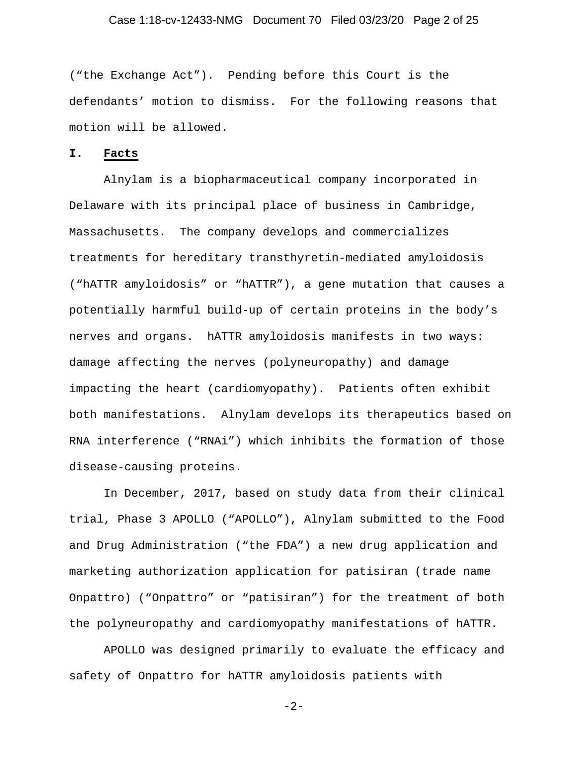("the Exchange Act"). Pending before this Court is the defendants' motion to dismiss. For the following reasons that motion will be allowed.

## I. Facts

Alnylam is a biopharmaceutical company incorporated in Delaware with its principal place of business in Cambridge, Massachusetts. The company develops and commercializes treatments for hereditary transthyretin-mediated amyloidosis ("hATTR amyloidosis" or "hATTR"), a gene mutation that causes a potentially harmful build-up of certain proteins in the body's nerves and organs. hATTR amyloidosis manifests in two ways: damage affecting the nerves (polyneuropathy) and damage impacting the heart (cardiomyopathy). Patients often exhibit both manifestations. Alnylam develops its therapeutics based on RNA interference ("RNAi") which inhibits the formation of those disease-causing proteins.

In December, 2017, based on study data from their clinical trial, Phase 3 APOLLO ("APOLLO"), Alnylam submitted to the Food and Drug Administration ("the FDA") a new drug application and marketing authorization application for patisiran (trade name Onpattro) ("Onpattro" or "patisiran") for the treatment of both the polyneuropathy and cardiomyopathy manifestations of hATTR.

APOLLO was designed primarily to evaluate the efficacy and safety of Onpattro for hATTR amyloidosis patients with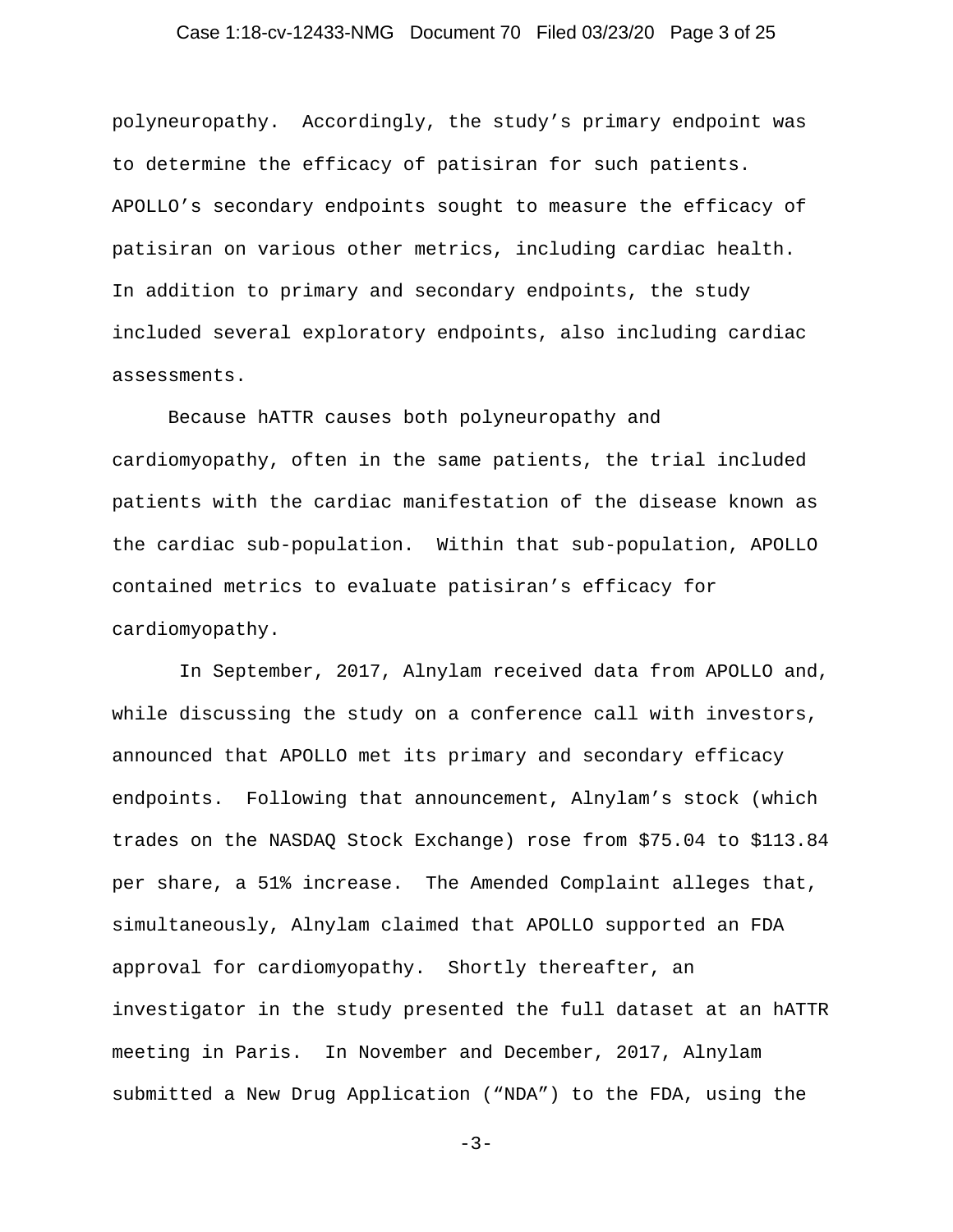polyneuropathy. Accordingly, the study's primary endpoint was to determine the efficacy of patisiran for such patients. APOLLO's secondary endpoints sought to measure the efficacy of patisiran on various other metrics, including cardiac health. In addition to primary and secondary endpoints, the study included several exploratory endpoints, also including cardiac assessments.

Because hATTR causes both polyneuropathy and cardiomyopathy, often in the same patients, the trial included patients with the cardiac manifestation of the disease known as the cardiac sub-population. Within that sub-population, APOLLO contained metrics to evaluate patisiran's efficacy for cardiomyopathy.

In September, 2017, Alnylam received data from APOLLO and, while discussing the study on a conference call with investors, announced that APOLLO met its primary and secondary efficacy endpoints. Following that announcement, Alnylam's stock (which trades on the NASDAQ Stock Exchange) rose from $75.04 to $113.84 per share, a 51% increase. The Amended Complaint alleges that, simultaneously, Alnylam claimed that APOLLO supported an FDA approval for cardiomyopathy. Shortly thereafter, an investigator in the study presented the full dataset at an hATTR meeting in Paris. In November and December, 2017, Alnylam submitted a New Drug Application ("NDA") to the FDA, using the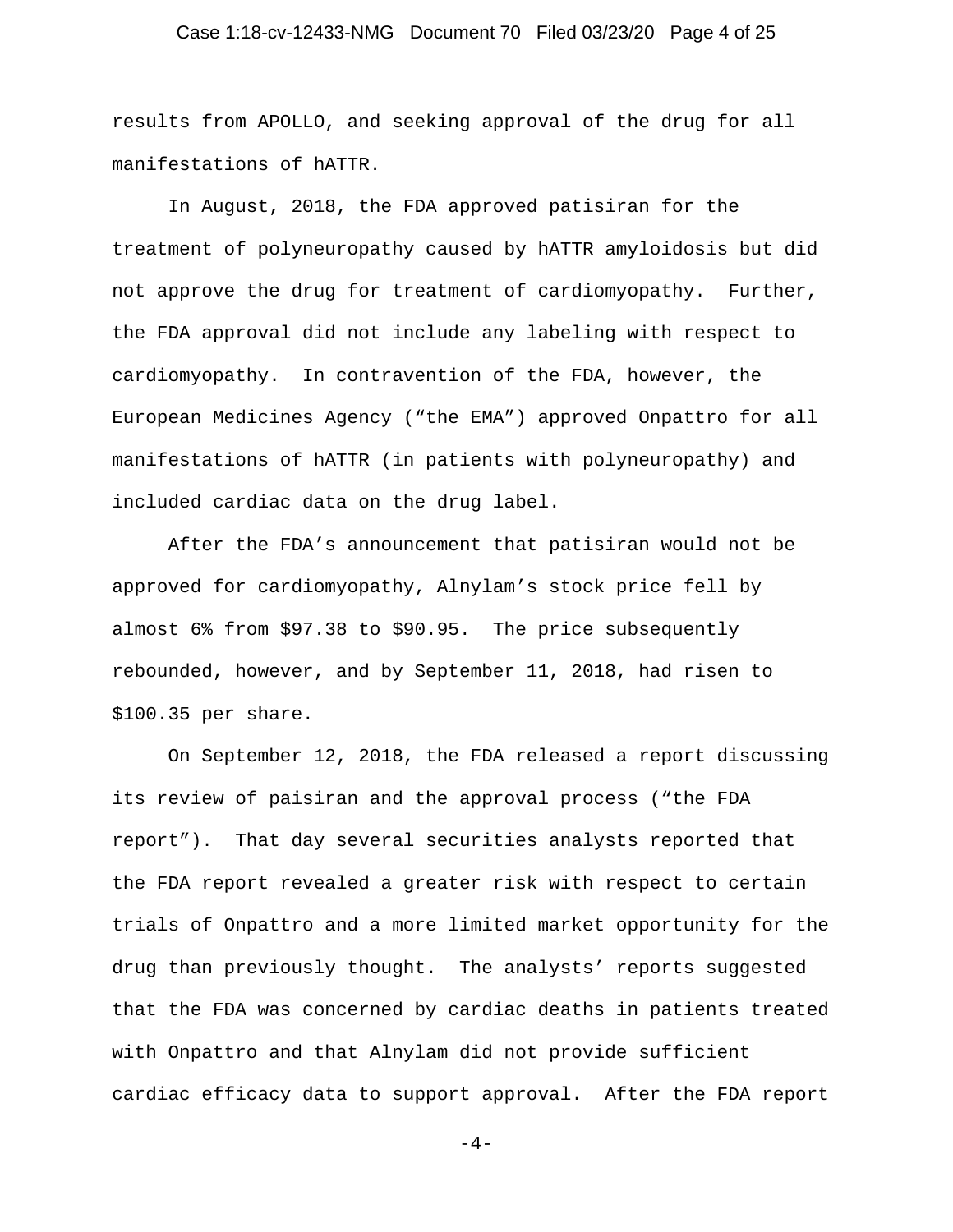results from APOLLO, and seeking approval of the drug for all manifestations of hATTR.

In August, 2018, the FDA approved patisiran for the treatment of polyneuropathy caused by hATTR amyloidosis but did not approve the drug for treatment of cardiomyopathy. Further, the FDA approval did not include any labeling with respect to cardiomyopathy. In contravention of the FDA, however, the European Medicines Agency ("the EMA") approved Onpattro for all manifestations of hATTR (in patients with polyneuropathy) and included cardiac data on the drug label.

After the FDA's announcement that patisiran would not be approved for cardiomyopathy, Alnylam's stock price fell by almost 6% from \$97.38 to \$90.95. The price subsequently rebounded, however, and by September 11, 2018, had risen to \$100.35 per share.

On September 12, 2018, the FDA released a report discussing its review of paisiran and the approval process ("the FDA report"). That day several securities analysts reported that the FDA report revealed a greater risk with respect to certain trials of Onpattro and a more limited market opportunity for the drug than previously thought. The analysts' reports suggested that the FDA was concerned by cardiac deaths in patients treated with Onpattro and that Alnylam did not provide sufficient cardiac efficacy data to support approval. After the FDA report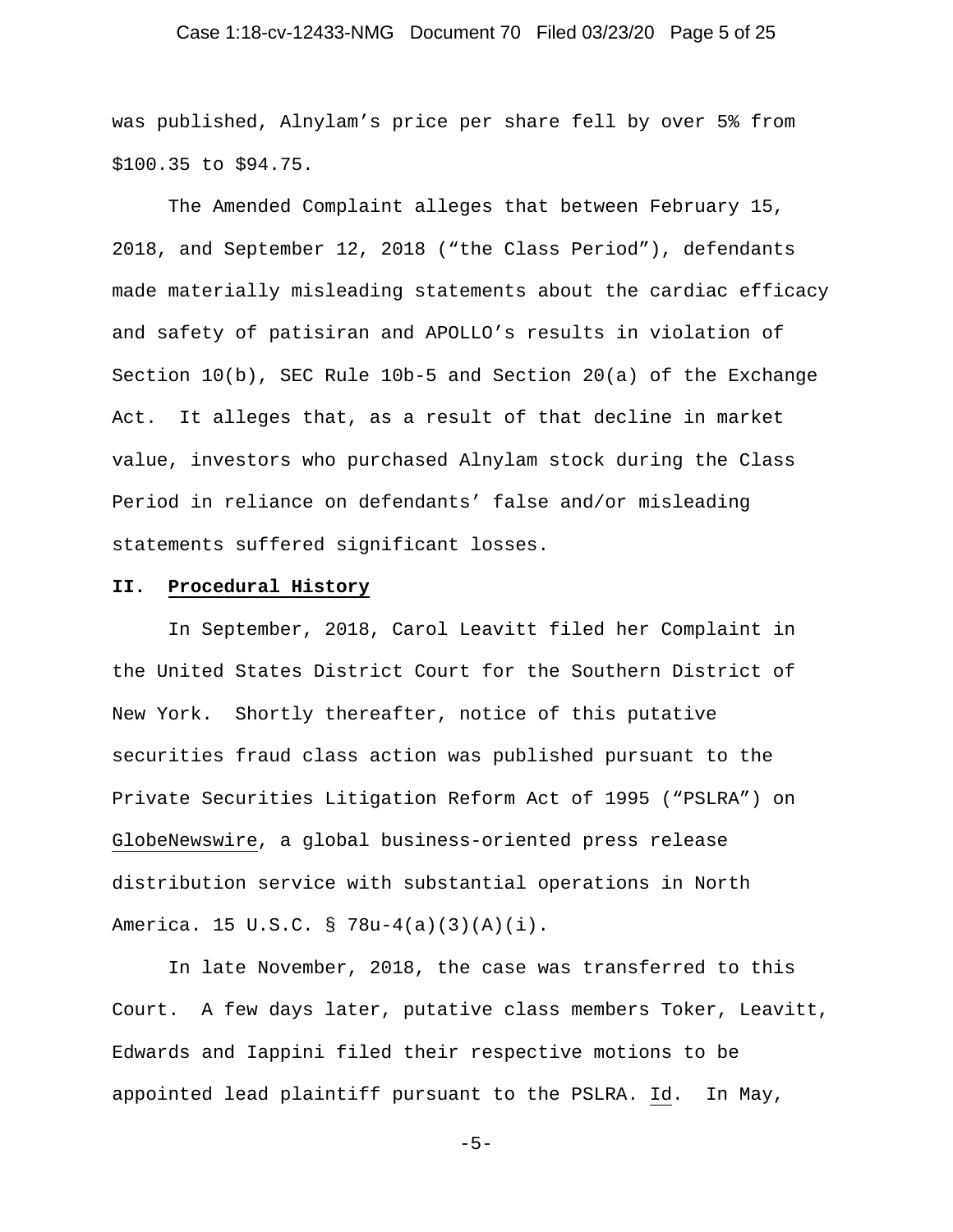was published, Alnylam's price per share fell by over 5% from $100.35 to $94.75.

The Amended Complaint alleges that between February 15, 2018, and September 12, 2018 ("the Class Period"), defendants made materially misleading statements about the cardiac efficacy and safety of patisiran and APOLLO's results in violation of Section 10(b), SEC Rule 10b-5 and Section 20(a) of the Exchange Act. It alleges that, as a result of that decline in market value, investors who purchased Alnylam stock during the Class Period in reliance on defendants' false and/or misleading statements suffered significant losses.

## II. Procedural History

In September, 2018, Carol Leavitt filed her Complaint in the United States District Court for the Southern District of New York. Shortly thereafter, notice of this putative securities fraud class action was published pursuant to the Private Securities Litigation Reform Act of 1995 ("PSLRA") on GlobeNewswire, a global business-oriented press release distribution service with substantial operations in North America. 15 U.S.C. § 78u-4(a)(3)(A)(i).

In late November, 2018, the case was transferred to this Court. A few days later, putative class members Toker, Leavitt, Edwards and Iappini filed their respective motions to be appointed lead plaintiff pursuant to the PSLRA. Id. In May,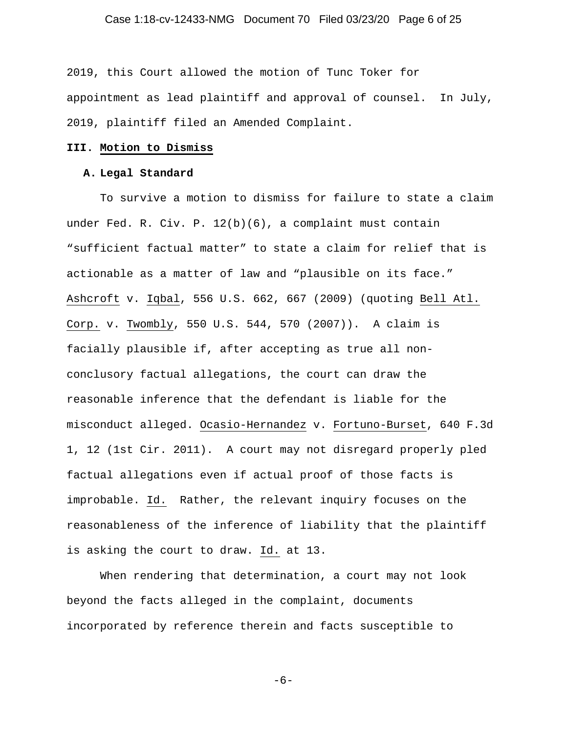2019, this Court allowed the motion of Tunc Toker for appointment as lead plaintiff and approval of counsel. In July, 2019, plaintiff filed an Amended Complaint.

## III. Motion to Dismiss

### A. Legal Standard

To survive a motion to dismiss for failure to state a claim under Fed. R. Civ. P. 12(b)(6), a complaint must contain "sufficient factual matter" to state a claim for relief that is actionable as a matter of law and "plausible on its face." Ashcroft v. Iqbal, 556 U.S. 662, 667 (2009) (quoting Bell Atl. Corp. v. Twombly, 550 U.S. 544, 570 (2007)). A claim is facially plausible if, after accepting as true all non-conclusory factual allegations, the court can draw the reasonable inference that the defendant is liable for the misconduct alleged. Ocasio-Hernandez v. Fortuno-Burset, 640 F.3d 1, 12 (1st Cir. 2011). A court may not disregard properly pled factual allegations even if actual proof of those facts is improbable. Id. Rather, the relevant inquiry focuses on the reasonableness of the inference of liability that the plaintiff is asking the court to draw. Id. at 13.

When rendering that determination, a court may not look beyond the facts alleged in the complaint, documents incorporated by reference therein and facts susceptible to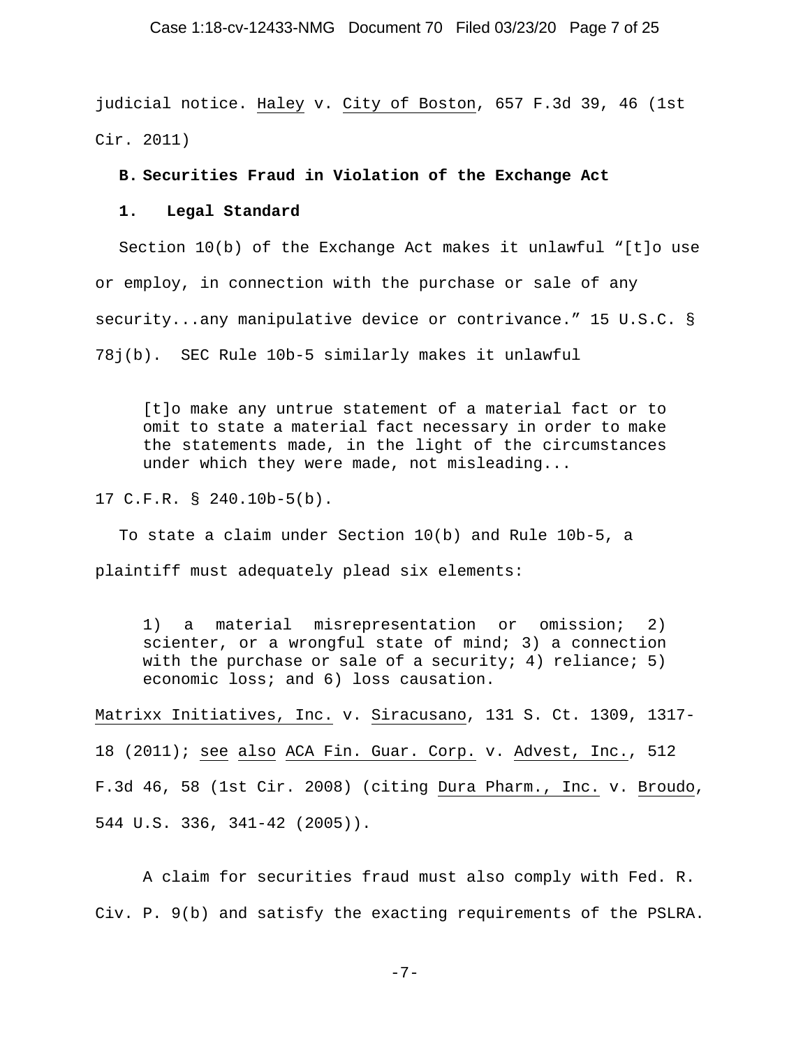judicial notice. Haley v. City of Boston, 657 F.3d 39, 46 (1st Cir. 2011)

### B. Securities Fraud in Violation of the Exchange Act

#### 1. Legal Standard

Section 10(b) of the Exchange Act makes it unlawful "[t]o use or employ, in connection with the purchase or sale of any security...any manipulative device or contrivance." 15 U.S.C. § 78j(b). SEC Rule 10b-5 similarly makes it unlawful

> [t]o make any untrue statement of a material fact or to omit to state a material fact necessary in order to make the statements made, in the light of the circumstances under which they were made, not misleading...

17 C.F.R. § 240.10b-5(b).

To state a claim under Section 10(b) and Rule 10b-5, a plaintiff must adequately plead six elements:

> 1) a material misrepresentation or omission; 2) scienter, or a wrongful state of mind; 3) a connection with the purchase or sale of a security; 4) reliance; 5) economic loss; and 6) loss causation.

Matrixx Initiatives, Inc. v. Siracusano, 131 S. Ct. 1309, 1317-18 (2011); see also ACA Fin. Guar. Corp. v. Advest, Inc., 512 F.3d 46, 58 (1st Cir. 2008) (citing Dura Pharm., Inc. v. Broudo, 544 U.S. 336, 341-42 (2005)).

A claim for securities fraud must also comply with Fed. R. Civ. P. 9(b) and satisfy the exacting requirements of the PSLRA.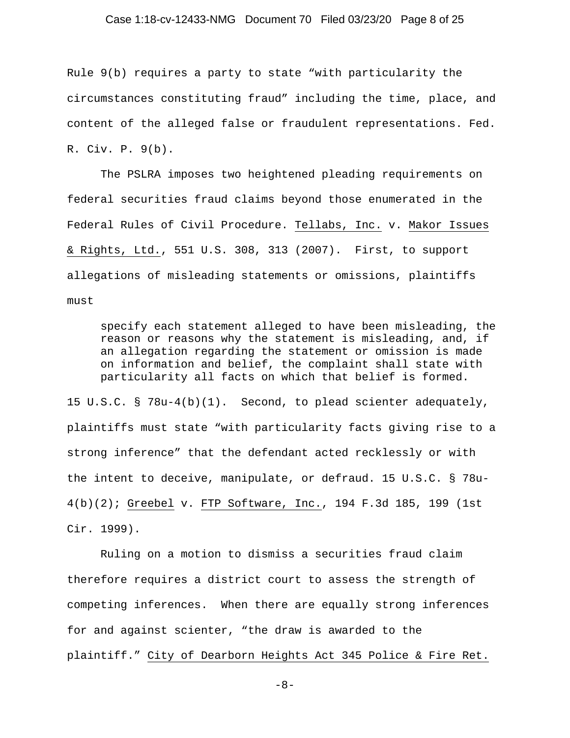Rule 9(b) requires a party to state "with particularity the circumstances constituting fraud" including the time, place, and content of the alleged false or fraudulent representations. Fed. R. Civ. P. 9(b).

The PSLRA imposes two heightened pleading requirements on federal securities fraud claims beyond those enumerated in the Federal Rules of Civil Procedure. Tellabs, Inc. v. Makor Issues & Rights, Ltd., 551 U.S. 308, 313 (2007). First, to support allegations of misleading statements or omissions, plaintiffs must

> specify each statement alleged to have been misleading, the reason or reasons why the statement is misleading, and, if an allegation regarding the statement or omission is made on information and belief, the complaint shall state with particularity all facts on which that belief is formed.

15 U.S.C. § 78u-4(b)(1). Second, to plead scienter adequately, plaintiffs must state "with particularity facts giving rise to a strong inference" that the defendant acted recklessly or with the intent to deceive, manipulate, or defraud. 15 U.S.C. § 78u-4(b)(2); Greebel v. FTP Software, Inc., 194 F.3d 185, 199 (1st Cir. 1999).

Ruling on a motion to dismiss a securities fraud claim therefore requires a district court to assess the strength of competing inferences. When there are equally strong inferences for and against scienter, "the draw is awarded to the plaintiff." City of Dearborn Heights Act 345 Police & Fire Ret.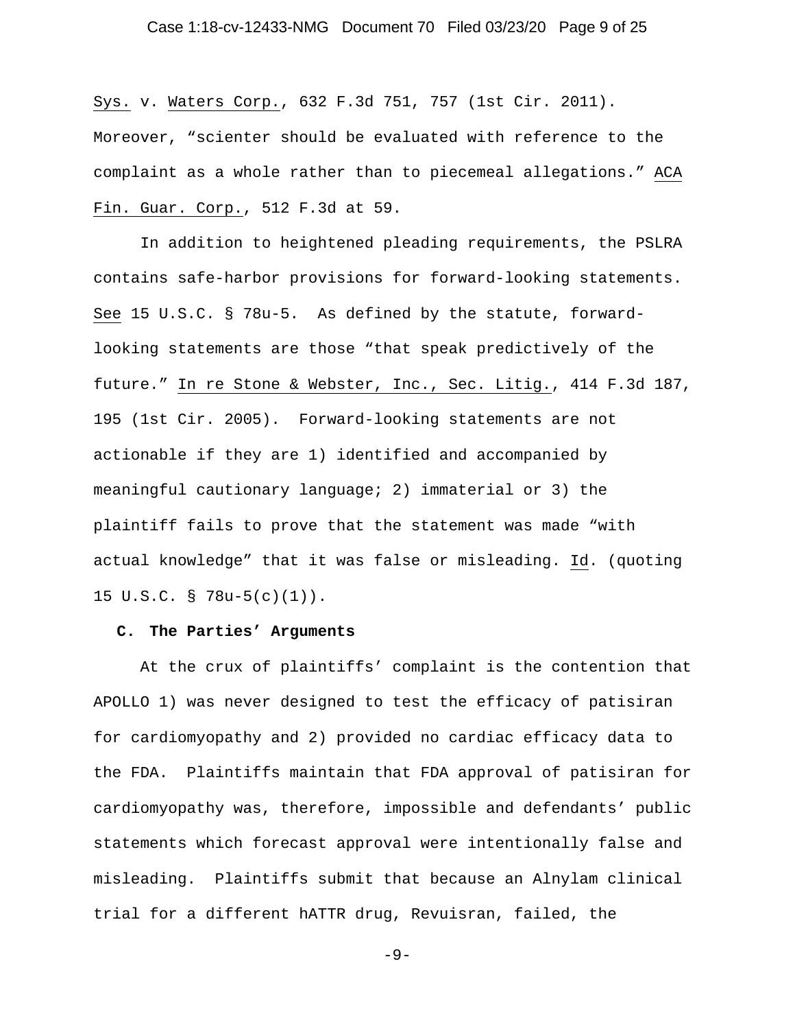Sys. v. Waters Corp., 632 F.3d 751, 757 (1st Cir. 2011). Moreover, "scienter should be evaluated with reference to the complaint as a whole rather than to piecemeal allegations." ACA Fin. Guar. Corp., 512 F.3d at 59.

In addition to heightened pleading requirements, the PSLRA contains safe-harbor provisions for forward-looking statements. See 15 U.S.C. § 78u-5. As defined by the statute, forward-looking statements are those "that speak predictively of the future." In re Stone & Webster, Inc., Sec. Litig., 414 F.3d 187, 195 (1st Cir. 2005). Forward-looking statements are not actionable if they are 1) identified and accompanied by meaningful cautionary language; 2) immaterial or 3) the plaintiff fails to prove that the statement was made "with actual knowledge" that it was false or misleading. Id. (quoting 15 U.S.C. § 78u-5(c)(1)).

### C. The Parties' Arguments

At the crux of plaintiffs' complaint is the contention that APOLLO 1) was never designed to test the efficacy of patisiran for cardiomyopathy and 2) provided no cardiac efficacy data to the FDA. Plaintiffs maintain that FDA approval of patisiran for cardiomyopathy was, therefore, impossible and defendants' public statements which forecast approval were intentionally false and misleading. Plaintiffs submit that because an Alnylam clinical trial for a different hATTR drug, Revuisran, failed, the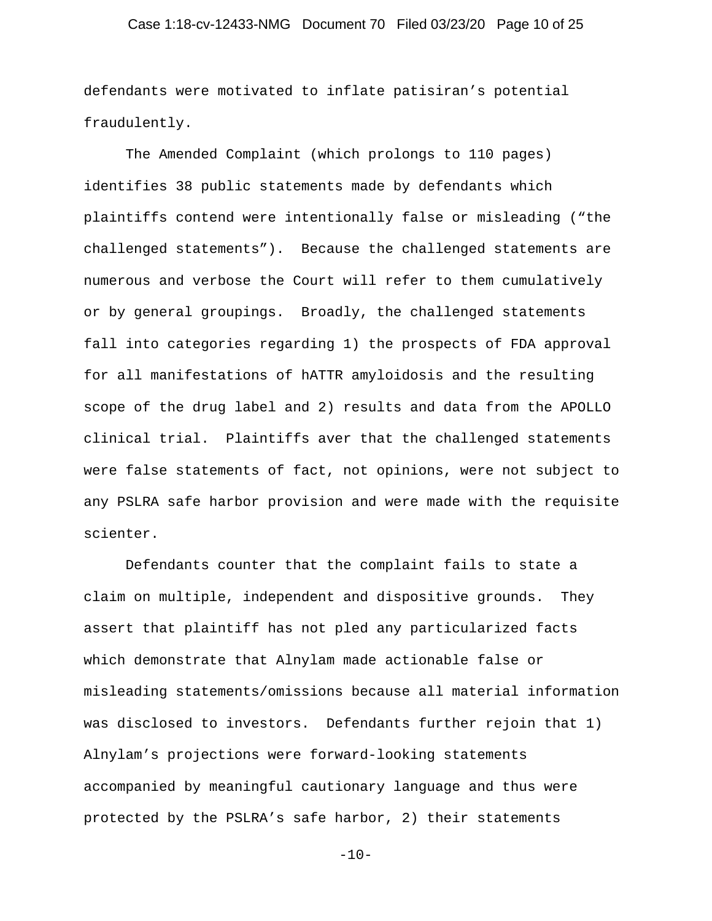defendants were motivated to inflate patisiran's potential fraudulently.

The Amended Complaint (which prolongs to 110 pages) identifies 38 public statements made by defendants which plaintiffs contend were intentionally false or misleading ("the challenged statements"). Because the challenged statements are numerous and verbose the Court will refer to them cumulatively or by general groupings. Broadly, the challenged statements fall into categories regarding 1) the prospects of FDA approval for all manifestations of hATTR amyloidosis and the resulting scope of the drug label and 2) results and data from the APOLLO clinical trial. Plaintiffs aver that the challenged statements were false statements of fact, not opinions, were not subject to any PSLRA safe harbor provision and were made with the requisite scienter.

Defendants counter that the complaint fails to state a claim on multiple, independent and dispositive grounds. They assert that plaintiff has not pled any particularized facts which demonstrate that Alnylam made actionable false or misleading statements/omissions because all material information was disclosed to investors. Defendants further rejoin that 1) Alnylam's projections were forward-looking statements accompanied by meaningful cautionary language and thus were protected by the PSLRA's safe harbor, 2) their statements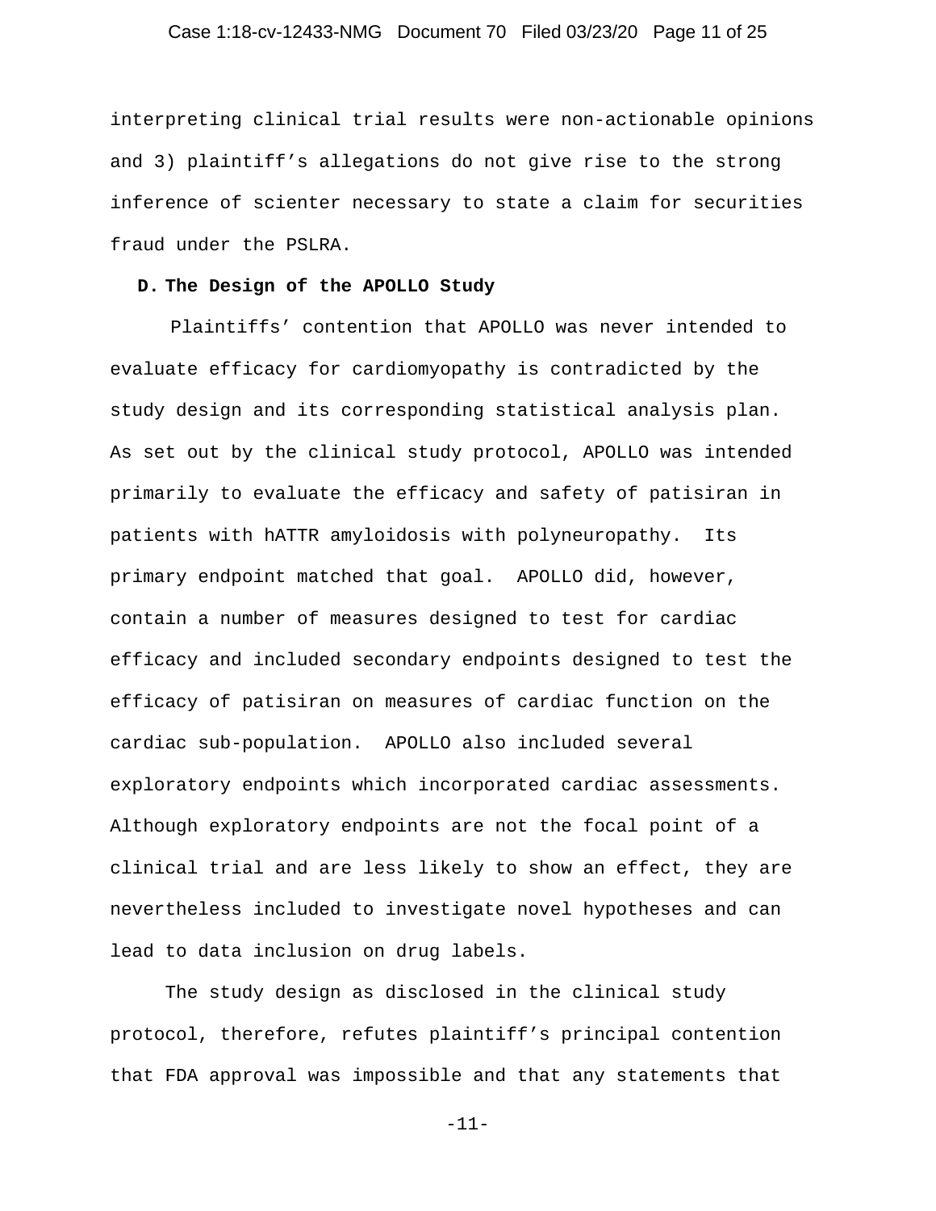interpreting clinical trial results were non-actionable opinions and 3) plaintiff's allegations do not give rise to the strong inference of scienter necessary to state a claim for securities fraud under the PSLRA.

**D. The Design of the APOLLO Study**

Plaintiffs' contention that APOLLO was never intended to evaluate efficacy for cardiomyopathy is contradicted by the study design and its corresponding statistical analysis plan. As set out by the clinical study protocol, APOLLO was intended primarily to evaluate the efficacy and safety of patisiran in patients with hATTR amyloidosis with polyneuropathy. Its primary endpoint matched that goal. APOLLO did, however, contain a number of measures designed to test for cardiac efficacy and included secondary endpoints designed to test the efficacy of patisiran on measures of cardiac function on the cardiac sub-population. APOLLO also included several exploratory endpoints which incorporated cardiac assessments. Although exploratory endpoints are not the focal point of a clinical trial and are less likely to show an effect, they are nevertheless included to investigate novel hypotheses and can lead to data inclusion on drug labels.

The study design as disclosed in the clinical study protocol, therefore, refutes plaintiff's principal contention that FDA approval was impossible and that any statements that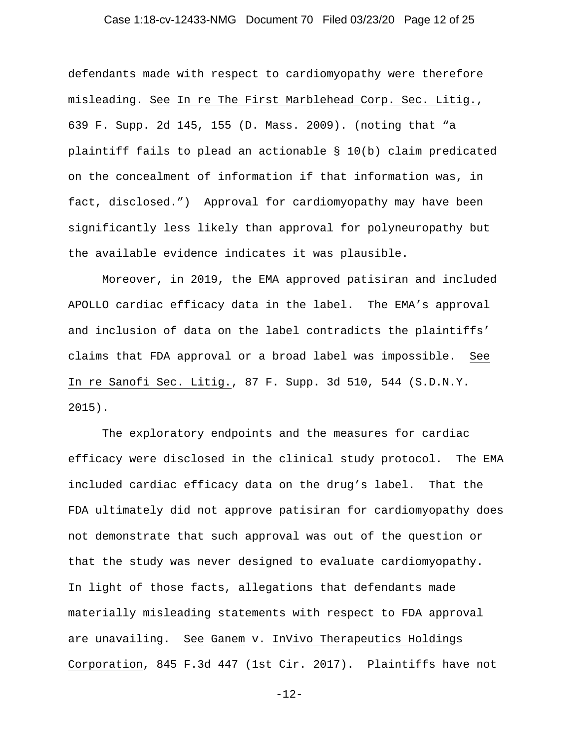defendants made with respect to cardiomyopathy were therefore misleading. See In re The First Marblehead Corp. Sec. Litig., 639 F. Supp. 2d 145, 155 (D. Mass. 2009). (noting that "a plaintiff fails to plead an actionable § 10(b) claim predicated on the concealment of information if that information was, in fact, disclosed.") Approval for cardiomyopathy may have been significantly less likely than approval for polyneuropathy but the available evidence indicates it was plausible.

Moreover, in 2019, the EMA approved patisiran and included APOLLO cardiac efficacy data in the label. The EMA's approval and inclusion of data on the label contradicts the plaintiffs' claims that FDA approval or a broad label was impossible. See In re Sanofi Sec. Litig., 87 F. Supp. 3d 510, 544 (S.D.N.Y. 2015).

The exploratory endpoints and the measures for cardiac efficacy were disclosed in the clinical study protocol. The EMA included cardiac efficacy data on the drug's label. That the FDA ultimately did not approve patisiran for cardiomyopathy does not demonstrate that such approval was out of the question or that the study was never designed to evaluate cardiomyopathy. In light of those facts, allegations that defendants made materially misleading statements with respect to FDA approval are unavailing. See Ganem v. InVivo Therapeutics Holdings Corporation, 845 F.3d 447 (1st Cir. 2017). Plaintiffs have not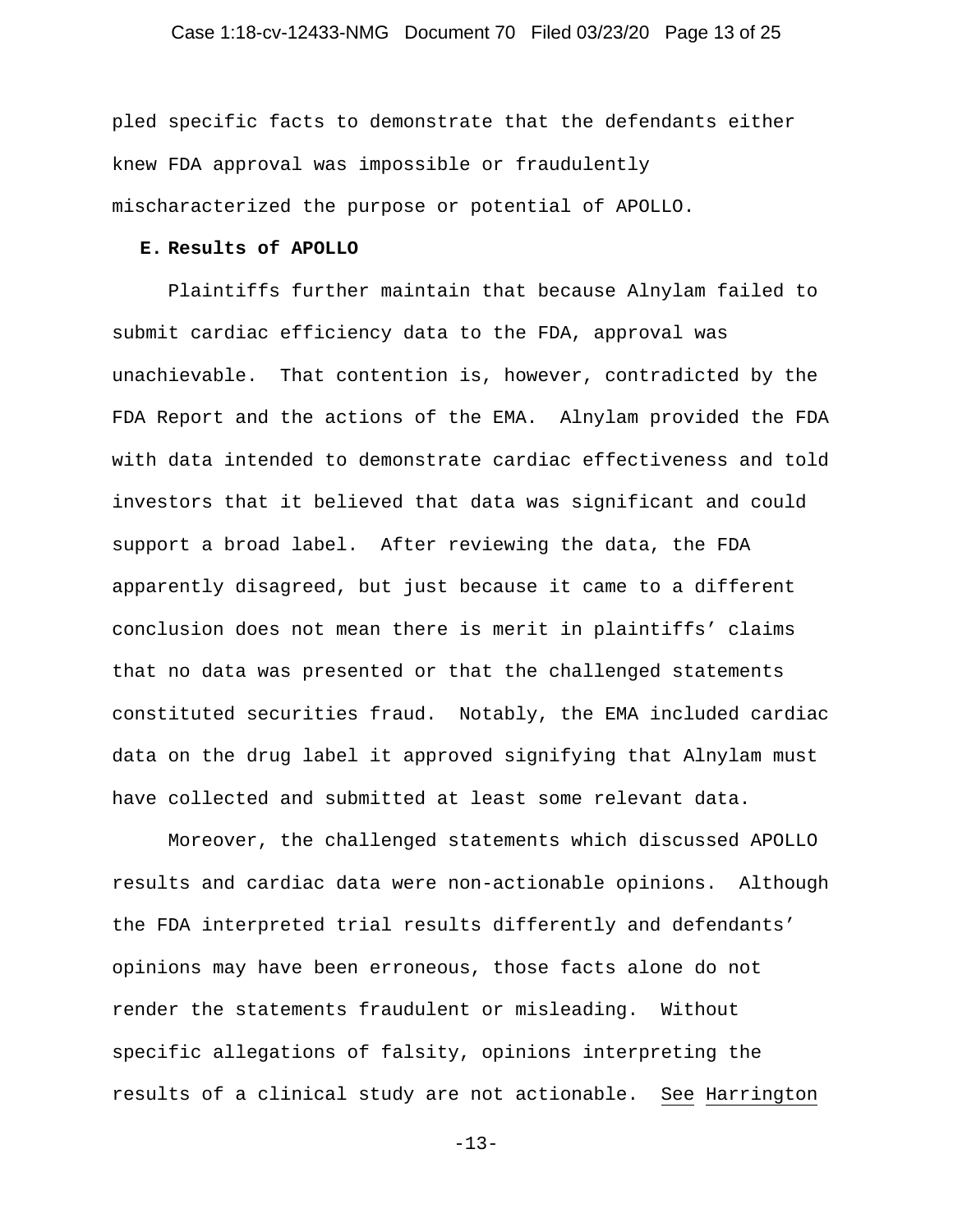pled specific facts to demonstrate that the defendants either knew FDA approval was impossible or fraudulently mischaracterized the purpose or potential of APOLLO.

### E. Results of APOLLO

Plaintiffs further maintain that because Alnylam failed to submit cardiac efficiency data to the FDA, approval was unachievable. That contention is, however, contradicted by the FDA Report and the actions of the EMA. Alnylam provided the FDA with data intended to demonstrate cardiac effectiveness and told investors that it believed that data was significant and could support a broad label. After reviewing the data, the FDA apparently disagreed, but just because it came to a different conclusion does not mean there is merit in plaintiffs' claims that no data was presented or that the challenged statements constituted securities fraud. Notably, the EMA included cardiac data on the drug label it approved signifying that Alnylam must have collected and submitted at least some relevant data.

Moreover, the challenged statements which discussed APOLLO results and cardiac data were non-actionable opinions. Although the FDA interpreted trial results differently and defendants' opinions may have been erroneous, those facts alone do not render the statements fraudulent or misleading. Without specific allegations of falsity, opinions interpreting the results of a clinical study are not actionable. See Harrington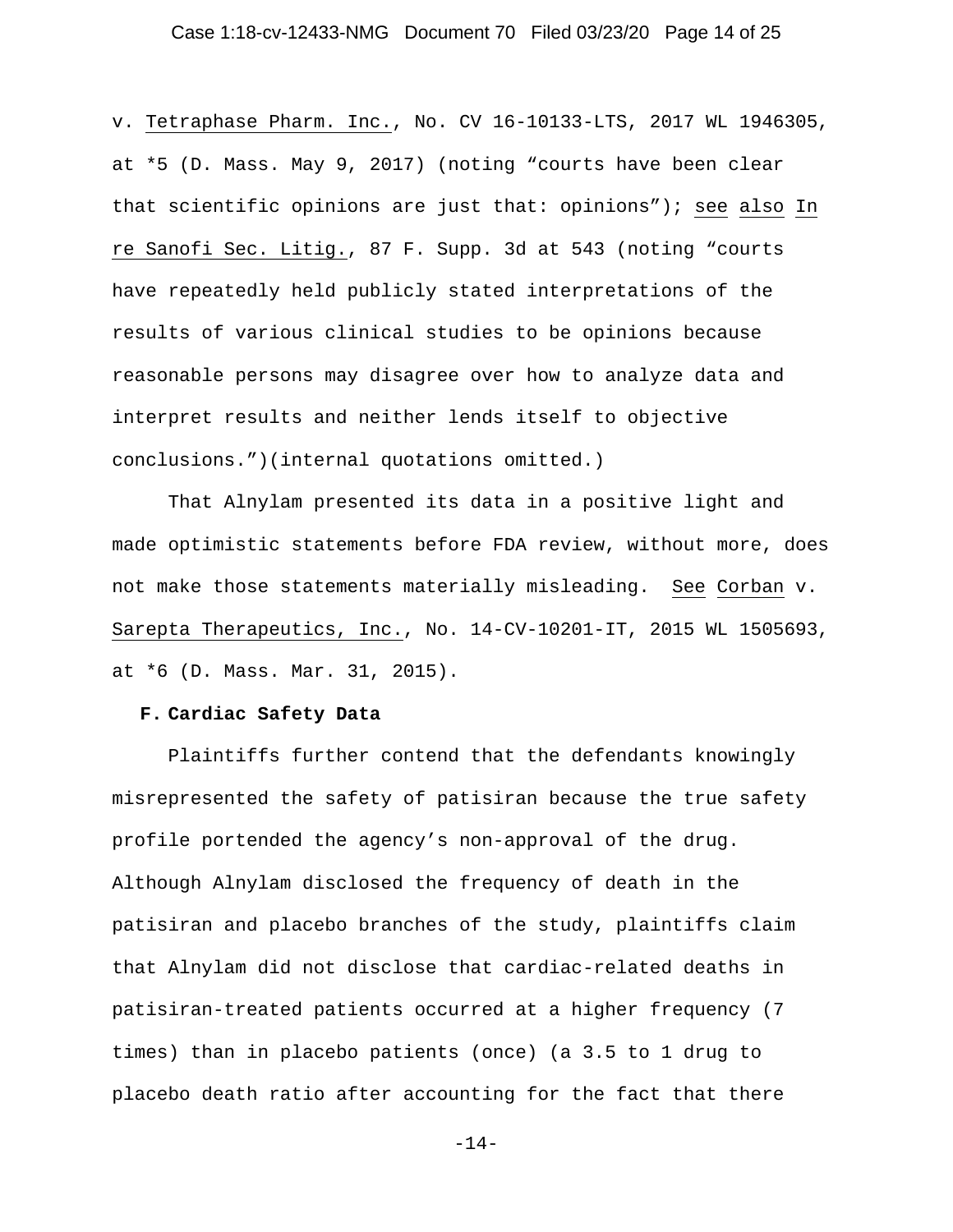v. Tetraphase Pharm. Inc., No. CV 16-10133-LTS, 2017 WL 1946305, at *5 (D. Mass. May 9, 2017) (noting "courts have been clear that scientific opinions are just that: opinions"); see also In re Sanofi Sec. Litig., 87 F. Supp. 3d at 543 (noting "courts have repeatedly held publicly stated interpretations of the results of various clinical studies to be opinions because reasonable persons may disagree over how to analyze data and interpret results and neither lends itself to objective conclusions.")(internal quotations omitted.)

That Alnylam presented its data in a positive light and made optimistic statements before FDA review, without more, does not make those statements materially misleading. See Corban v. Sarepta Therapeutics, Inc., No. 14-CV-10201-IT, 2015 WL 1505693, at *6 (D. Mass. Mar. 31, 2015).

### F. Cardiac Safety Data

Plaintiffs further contend that the defendants knowingly misrepresented the safety of patisiran because the true safety profile portended the agency's non-approval of the drug. Although Alnylam disclosed the frequency of death in the patisiran and placebo branches of the study, plaintiffs claim that Alnylam did not disclose that cardiac-related deaths in patisiran-treated patients occurred at a higher frequency (7 times) than in placebo patients (once) (a 3.5 to 1 drug to placebo death ratio after accounting for the fact that there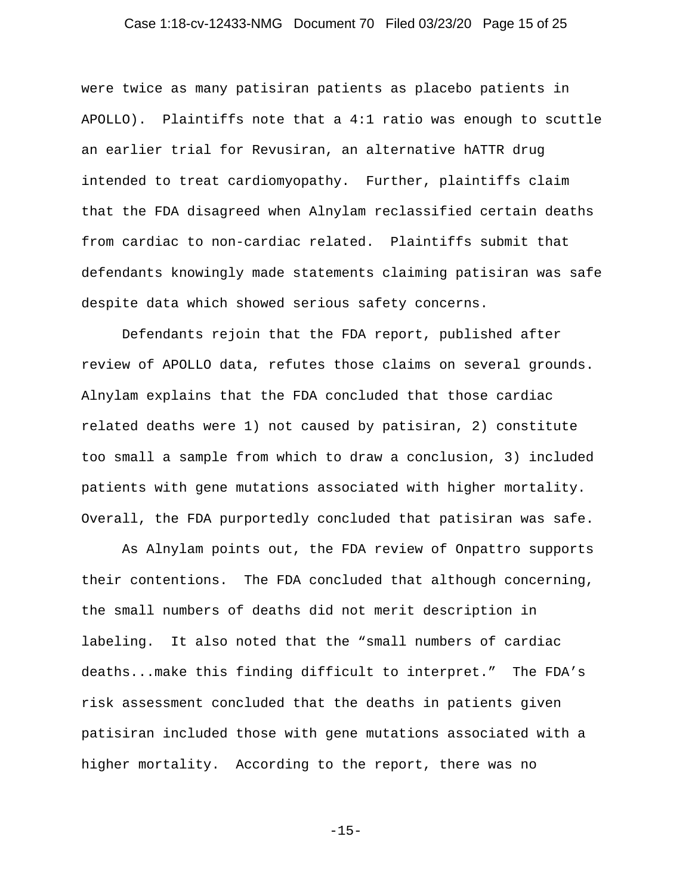were twice as many patisiran patients as placebo patients in APOLLO). Plaintiffs note that a 4:1 ratio was enough to scuttle an earlier trial for Revusiran, an alternative hATTR drug intended to treat cardiomyopathy. Further, plaintiffs claim that the FDA disagreed when Alnylam reclassified certain deaths from cardiac to non-cardiac related. Plaintiffs submit that defendants knowingly made statements claiming patisiran was safe despite data which showed serious safety concerns.

Defendants rejoin that the FDA report, published after review of APOLLO data, refutes those claims on several grounds. Alnylam explains that the FDA concluded that those cardiac related deaths were 1) not caused by patisiran, 2) constitute too small a sample from which to draw a conclusion, 3) included patients with gene mutations associated with higher mortality. Overall, the FDA purportedly concluded that patisiran was safe.

As Alnylam points out, the FDA review of Onpattro supports their contentions. The FDA concluded that although concerning, the small numbers of deaths did not merit description in labeling. It also noted that the "small numbers of cardiac deaths...make this finding difficult to interpret." The FDA's risk assessment concluded that the deaths in patients given patisiran included those with gene mutations associated with a higher mortality. According to the report, there was no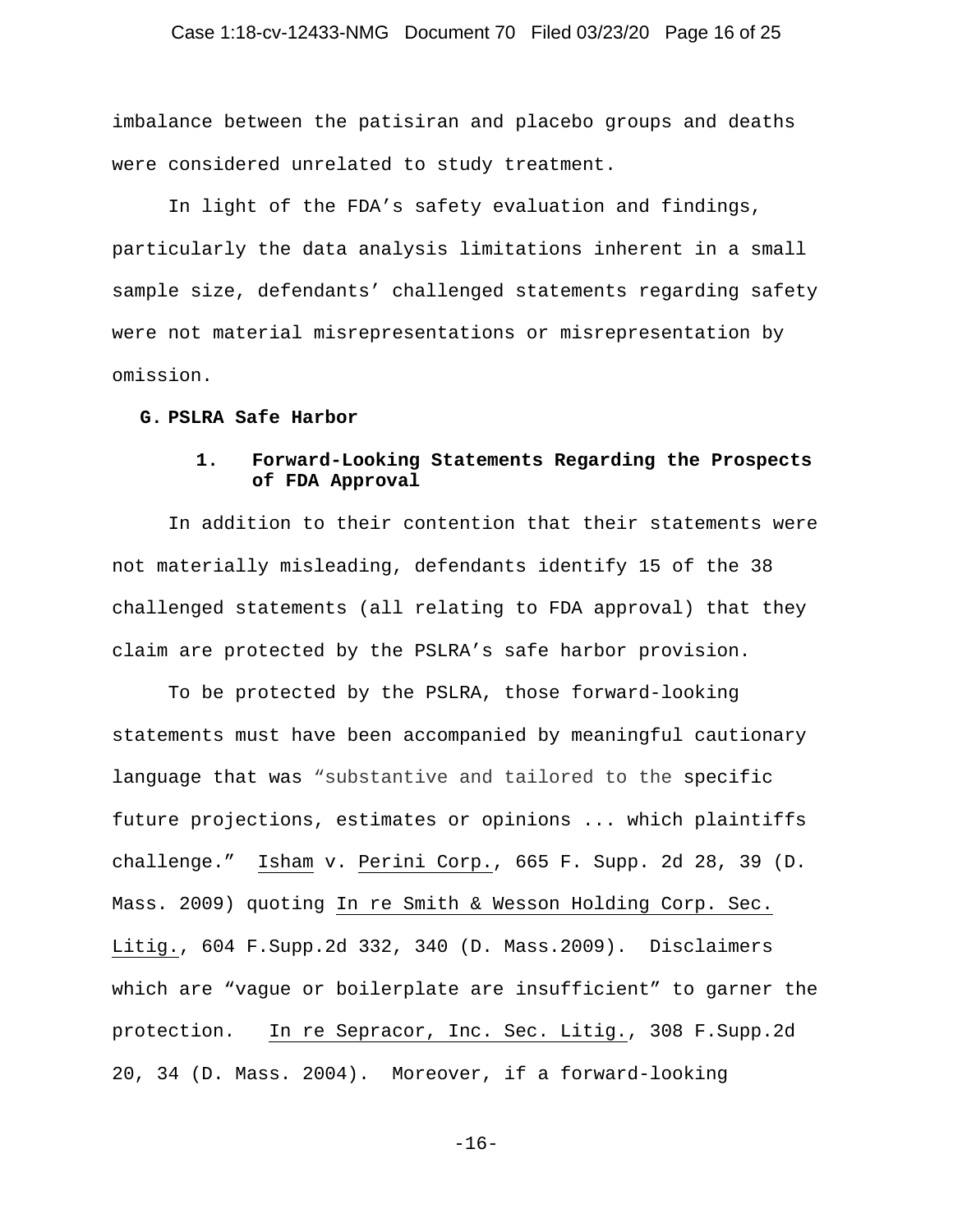imbalance between the patisiran and placebo groups and deaths were considered unrelated to study treatment.

In light of the FDA's safety evaluation and findings, particularly the data analysis limitations inherent in a small sample size, defendants' challenged statements regarding safety were not material misrepresentations or misrepresentation by omission.

### G. PSLRA Safe Harbor

#### 1. Forward-Looking Statements Regarding the Prospects of FDA Approval

In addition to their contention that their statements were not materially misleading, defendants identify 15 of the 38 challenged statements (all relating to FDA approval) that they claim are protected by the PSLRA's safe harbor provision.

To be protected by the PSLRA, those forward-looking statements must have been accompanied by meaningful cautionary language that was "substantive and tailored to the specific future projections, estimates or opinions ... which plaintiffs challenge." Isham v. Perini Corp., 665 F. Supp. 2d 28, 39 (D. Mass. 2009) quoting In re Smith & Wesson Holding Corp. Sec. Litig., 604 F.Supp.2d 332, 340 (D. Mass.2009). Disclaimers which are "vague or boilerplate are insufficient" to garner the protection. In re Sepracor, Inc. Sec. Litig., 308 F.Supp.2d 20, 34 (D. Mass. 2004). Moreover, if a forward-looking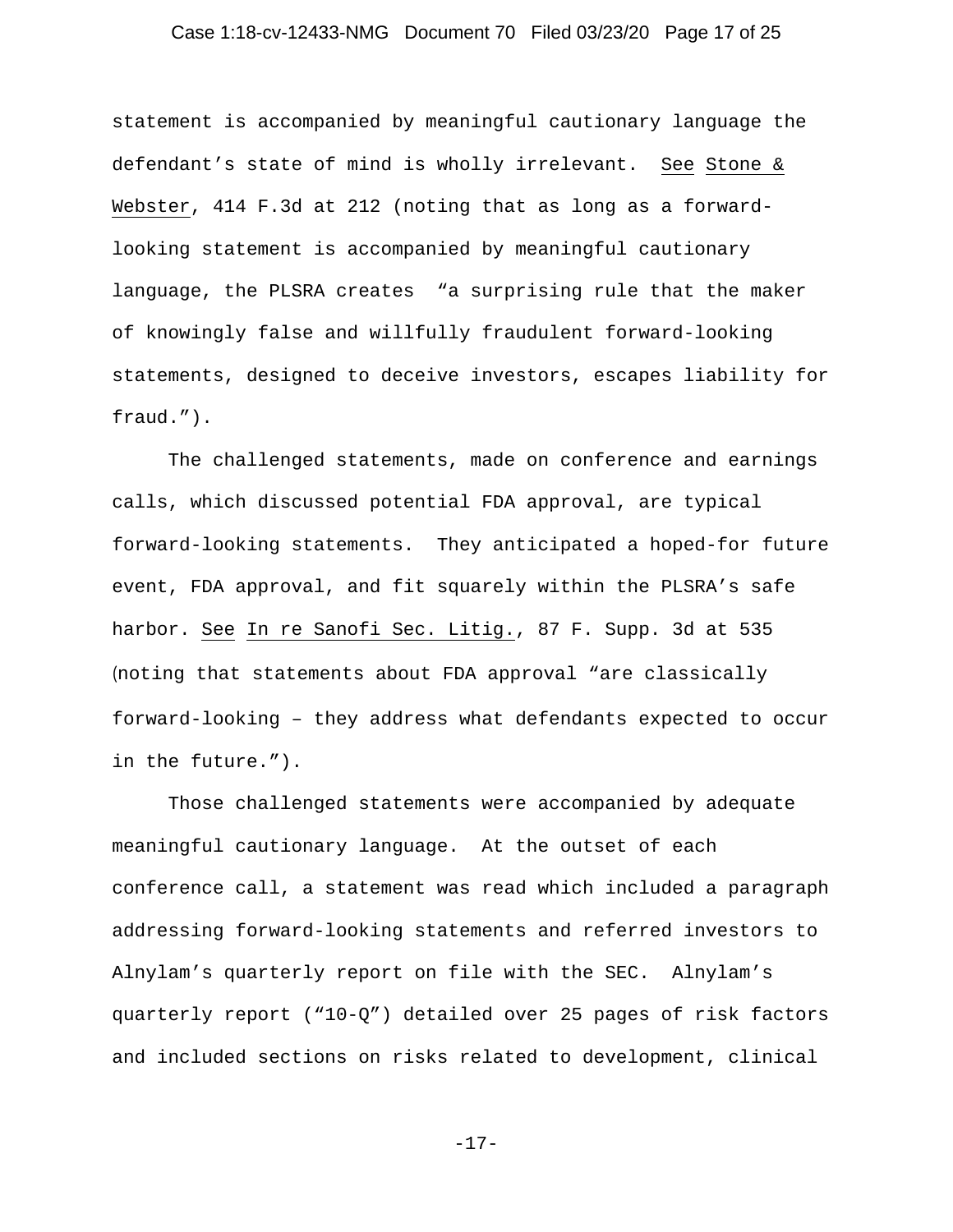statement is accompanied by meaningful cautionary language the defendant's state of mind is wholly irrelevant. See Stone & Webster, 414 F.3d at 212 (noting that as long as a forward-looking statement is accompanied by meaningful cautionary language, the PLSRA creates "a surprising rule that the maker of knowingly false and willfully fraudulent forward-looking statements, designed to deceive investors, escapes liability for fraud.").

The challenged statements, made on conference and earnings calls, which discussed potential FDA approval, are typical forward-looking statements. They anticipated a hoped-for future event, FDA approval, and fit squarely within the PLSRA's safe harbor. See In re Sanofi Sec. Litig., 87 F. Supp. 3d at 535 (noting that statements about FDA approval "are classically forward-looking – they address what defendants expected to occur in the future.").

Those challenged statements were accompanied by adequate meaningful cautionary language. At the outset of each conference call, a statement was read which included a paragraph addressing forward-looking statements and referred investors to Alnylam's quarterly report on file with the SEC. Alnylam's quarterly report ("10-Q") detailed over 25 pages of risk factors and included sections on risks related to development, clinical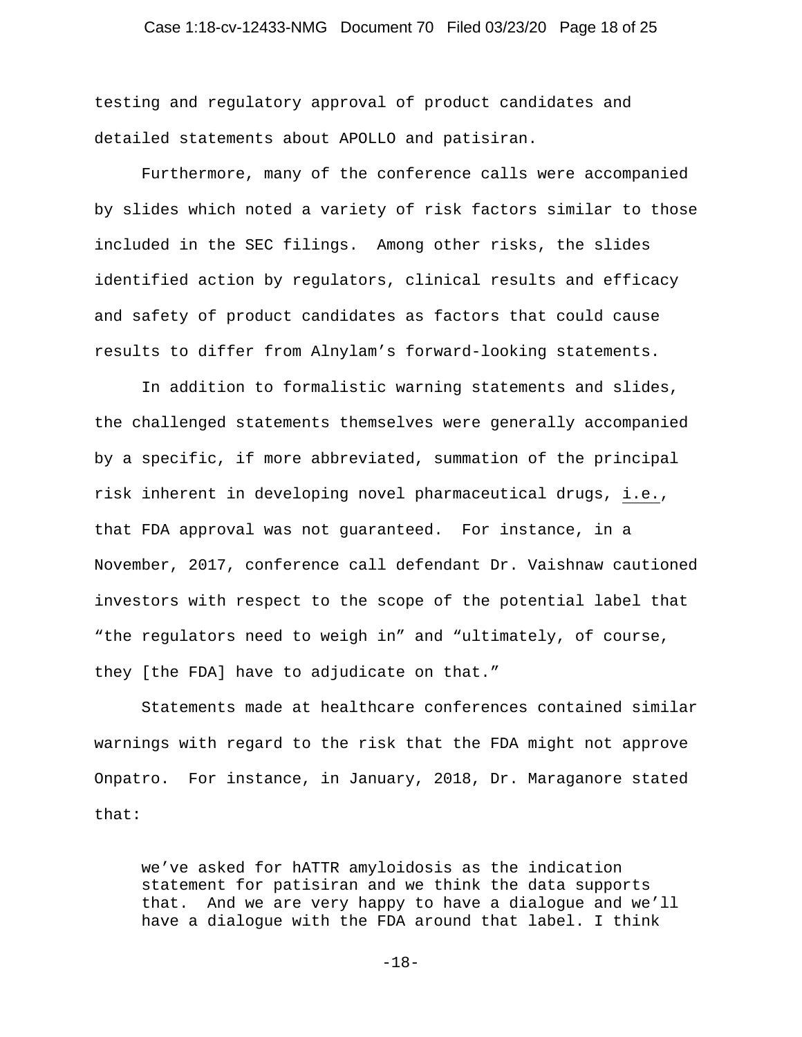testing and regulatory approval of product candidates and detailed statements about APOLLO and patisiran.

Furthermore, many of the conference calls were accompanied by slides which noted a variety of risk factors similar to those included in the SEC filings. Among other risks, the slides identified action by regulators, clinical results and efficacy and safety of product candidates as factors that could cause results to differ from Alnylam's forward-looking statements.

In addition to formalistic warning statements and slides, the challenged statements themselves were generally accompanied by a specific, if more abbreviated, summation of the principal risk inherent in developing novel pharmaceutical drugs, i.e., that FDA approval was not guaranteed. For instance, in a November, 2017, conference call defendant Dr. Vaishnaw cautioned investors with respect to the scope of the potential label that "the regulators need to weigh in" and "ultimately, of course, they [the FDA] have to adjudicate on that."

Statements made at healthcare conferences contained similar warnings with regard to the risk that the FDA might not approve Onpatro. For instance, in January, 2018, Dr. Maraganore stated that:

> we've asked for hATTR amyloidosis as the indication statement for patisiran and we think the data supports that. And we are very happy to have a dialogue and we'll have a dialogue with the FDA around that label. I think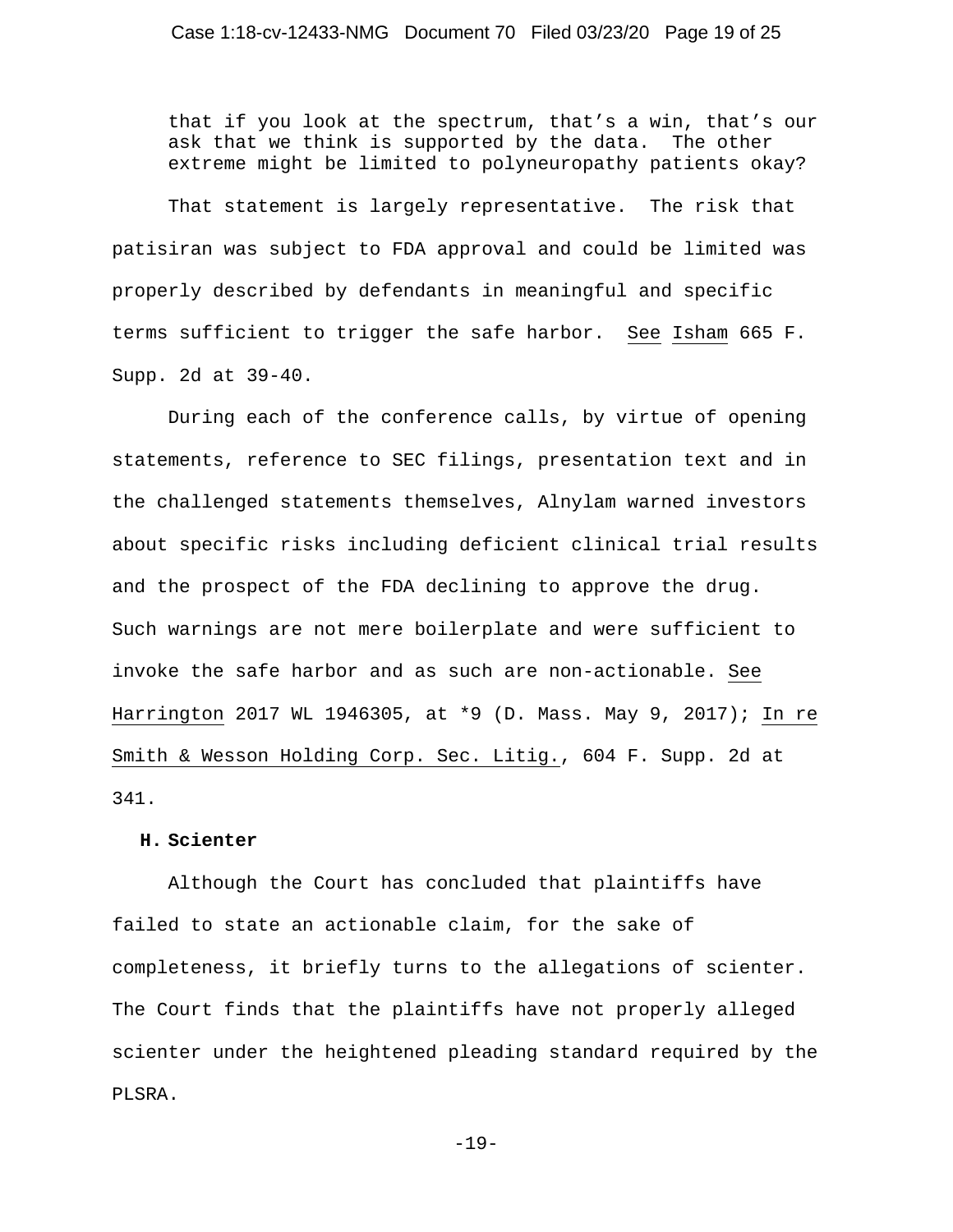> that if you look at the spectrum, that's a win, that's our ask that we think is supported by the data. The other extreme might be limited to polyneuropathy patients okay?

That statement is largely representative. The risk that patisiran was subject to FDA approval and could be limited was properly described by defendants in meaningful and specific terms sufficient to trigger the safe harbor. See Isham 665 F. Supp. 2d at 39-40.

During each of the conference calls, by virtue of opening statements, reference to SEC filings, presentation text and in the challenged statements themselves, Alnylam warned investors about specific risks including deficient clinical trial results and the prospect of the FDA declining to approve the drug. Such warnings are not mere boilerplate and were sufficient to invoke the safe harbor and as such are non-actionable. See Harrington 2017 WL 1946305, at *9 (D. Mass. May 9, 2017); In re Smith & Wesson Holding Corp. Sec. Litig., 604 F. Supp. 2d at 341.

### H. Scienter

Although the Court has concluded that plaintiffs have failed to state an actionable claim, for the sake of completeness, it briefly turns to the allegations of scienter. The Court finds that the plaintiffs have not properly alleged scienter under the heightened pleading standard required by the PLSRA.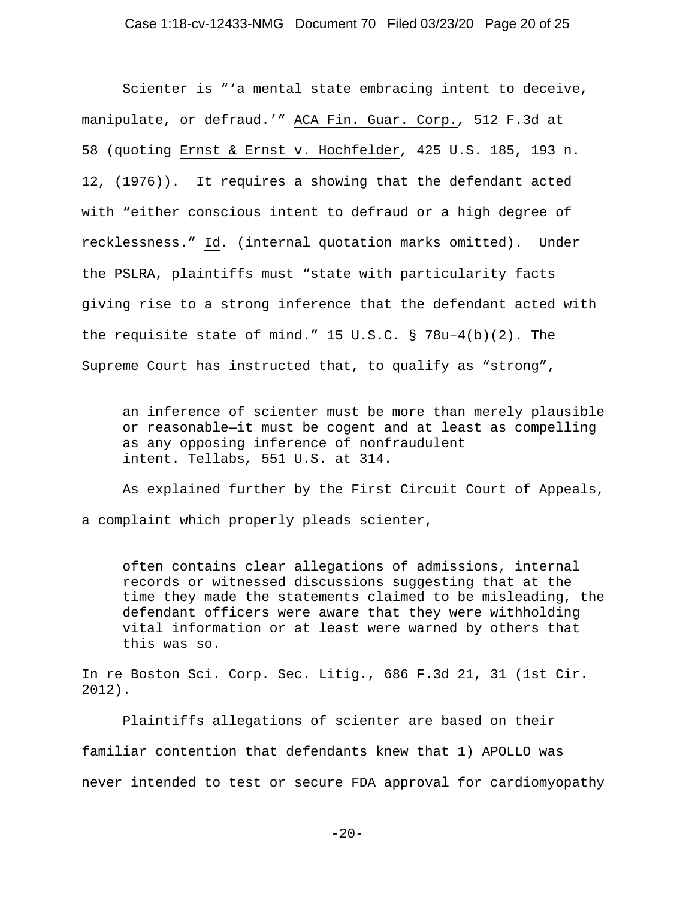Scienter is "'a mental state embracing intent to deceive, manipulate, or defraud.'" ACA Fin. Guar. Corp., 512 F.3d at 58 (quoting Ernst & Ernst v. Hochfelder, 425 U.S. 185, 193 n. 12, (1976)). It requires a showing that the defendant acted with "either conscious intent to defraud or a high degree of recklessness." Id. (internal quotation marks omitted). Under the PSLRA, plaintiffs must "state with particularity facts giving rise to a strong inference that the defendant acted with the requisite state of mind." 15 U.S.C. § 78u–4(b)(2). The Supreme Court has instructed that, to qualify as "strong",

> an inference of scienter must be more than merely plausible or reasonable—it must be cogent and at least as compelling as any opposing inference of nonfraudulent intent. Tellabs, 551 U.S. at 314.

As explained further by the First Circuit Court of Appeals, a complaint which properly pleads scienter,

> often contains clear allegations of admissions, internal records or witnessed discussions suggesting that at the time they made the statements claimed to be misleading, the defendant officers were aware that they were withholding vital information or at least were warned by others that this was so.

In re Boston Sci. Corp. Sec. Litig., 686 F.3d 21, 31 (1st Cir. 2012).

Plaintiffs allegations of scienter are based on their familiar contention that defendants knew that 1) APOLLO was never intended to test or secure FDA approval for cardiomyopathy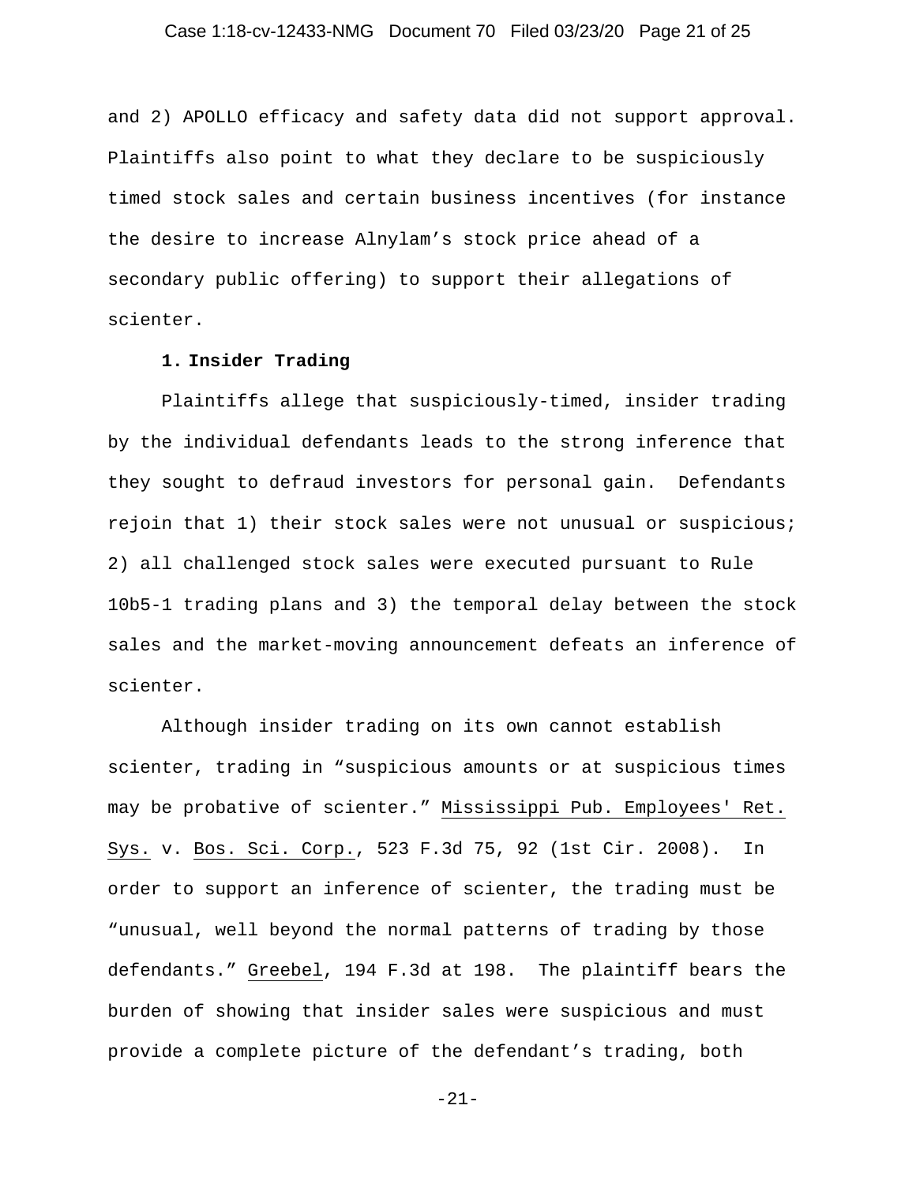and 2) APOLLO efficacy and safety data did not support approval. Plaintiffs also point to what they declare to be suspiciously timed stock sales and certain business incentives (for instance the desire to increase Alnylam's stock price ahead of a secondary public offering) to support their allegations of scienter.

**1. Insider Trading**

Plaintiffs allege that suspiciously-timed, insider trading by the individual defendants leads to the strong inference that they sought to defraud investors for personal gain. Defendants rejoin that 1) their stock sales were not unusual or suspicious; 2) all challenged stock sales were executed pursuant to Rule 10b5-1 trading plans and 3) the temporal delay between the stock sales and the market-moving announcement defeats an inference of scienter.

Although insider trading on its own cannot establish scienter, trading in "suspicious amounts or at suspicious times may be probative of scienter." Mississippi Pub. Employees' Ret. Sys. v. Bos. Sci. Corp., 523 F.3d 75, 92 (1st Cir. 2008). In order to support an inference of scienter, the trading must be "unusual, well beyond the normal patterns of trading by those defendants." Greebel, 194 F.3d at 198. The plaintiff bears the burden of showing that insider sales were suspicious and must provide a complete picture of the defendant's trading, both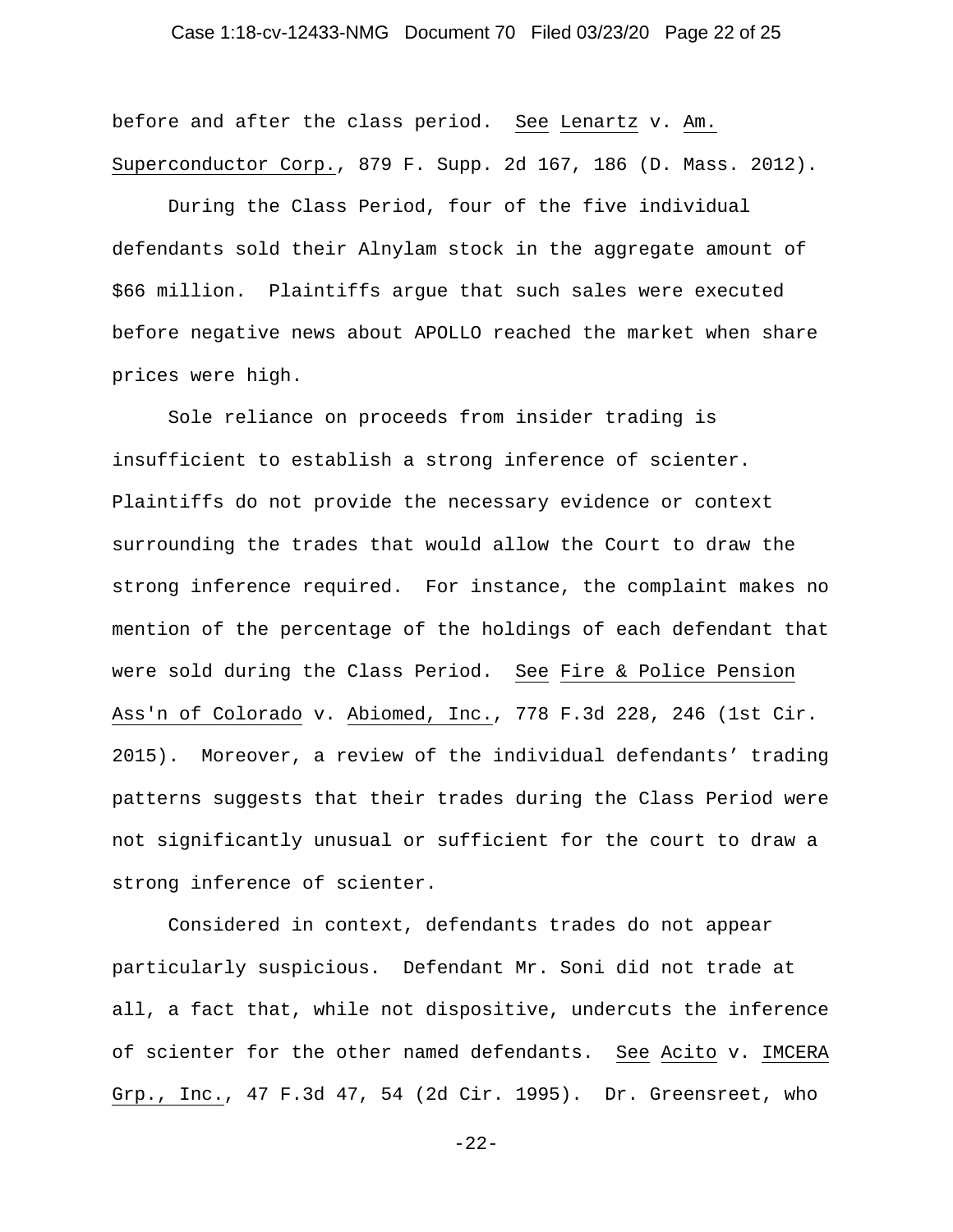before and after the class period. See Lenartz v. Am. Superconductor Corp., 879 F. Supp. 2d 167, 186 (D. Mass. 2012).

During the Class Period, four of the five individual defendants sold their Alnylam stock in the aggregate amount of $66 million. Plaintiffs argue that such sales were executed before negative news about APOLLO reached the market when share prices were high.

Sole reliance on proceeds from insider trading is insufficient to establish a strong inference of scienter. Plaintiffs do not provide the necessary evidence or context surrounding the trades that would allow the Court to draw the strong inference required. For instance, the complaint makes no mention of the percentage of the holdings of each defendant that were sold during the Class Period. See Fire & Police Pension Ass'n of Colorado v. Abiomed, Inc., 778 F.3d 228, 246 (1st Cir. 2015). Moreover, a review of the individual defendants' trading patterns suggests that their trades during the Class Period were not significantly unusual or sufficient for the court to draw a strong inference of scienter.

Considered in context, defendants trades do not appear particularly suspicious. Defendant Mr. Soni did not trade at all, a fact that, while not dispositive, undercuts the inference of scienter for the other named defendants. See Acito v. IMCERA Grp., Inc., 47 F.3d 47, 54 (2d Cir. 1995). Dr. Greensreet, who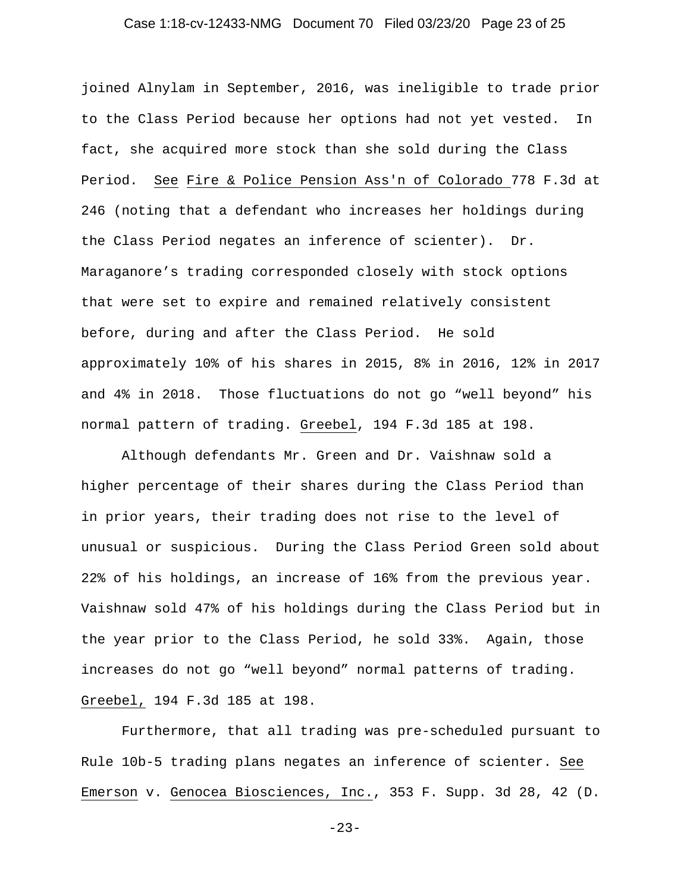joined Alnylam in September, 2016, was ineligible to trade prior to the Class Period because her options had not yet vested. In fact, she acquired more stock than she sold during the Class Period. See Fire & Police Pension Ass'n of Colorado 778 F.3d at 246 (noting that a defendant who increases her holdings during the Class Period negates an inference of scienter). Dr. Maraganore's trading corresponded closely with stock options that were set to expire and remained relatively consistent before, during and after the Class Period. He sold approximately 10% of his shares in 2015, 8% in 2016, 12% in 2017 and 4% in 2018. Those fluctuations do not go "well beyond" his normal pattern of trading. Greebel, 194 F.3d 185 at 198.

Although defendants Mr. Green and Dr. Vaishnaw sold a higher percentage of their shares during the Class Period than in prior years, their trading does not rise to the level of unusual or suspicious. During the Class Period Green sold about 22% of his holdings, an increase of 16% from the previous year. Vaishnaw sold 47% of his holdings during the Class Period but in the year prior to the Class Period, he sold 33%. Again, those increases do not go "well beyond" normal patterns of trading. Greebel, 194 F.3d 185 at 198.

Furthermore, that all trading was pre-scheduled pursuant to Rule 10b-5 trading plans negates an inference of scienter. See Emerson v. Genocea Biosciences, Inc., 353 F. Supp. 3d 28, 42 (D.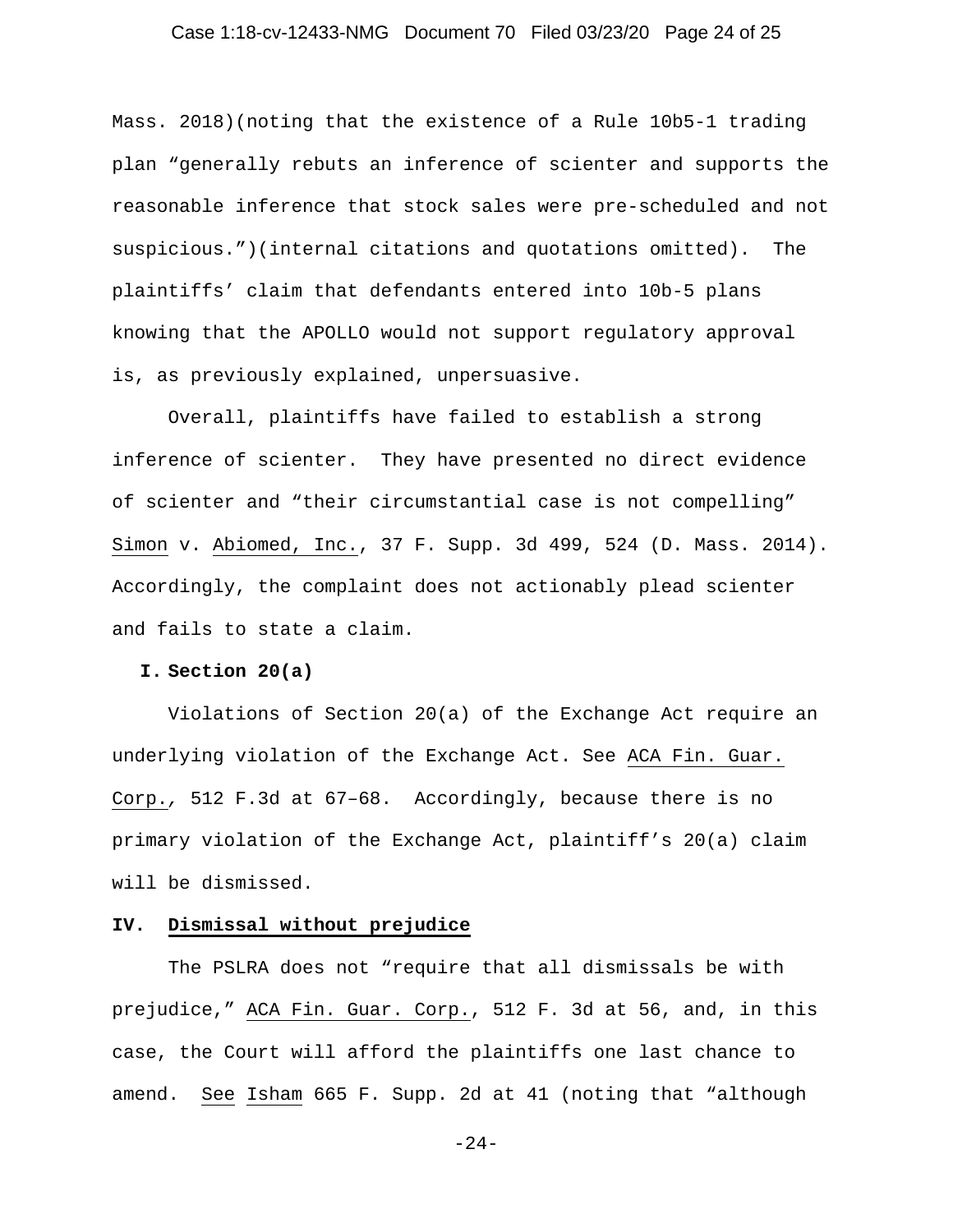Mass. 2018)(noting that the existence of a Rule 10b5-1 trading plan "generally rebuts an inference of scienter and supports the reasonable inference that stock sales were pre-scheduled and not suspicious.")(internal citations and quotations omitted). The plaintiffs' claim that defendants entered into 10b-5 plans knowing that the APOLLO would not support regulatory approval is, as previously explained, unpersuasive.

Overall, plaintiffs have failed to establish a strong inference of scienter. They have presented no direct evidence of scienter and "their circumstantial case is not compelling" Simon v. Abiomed, Inc., 37 F. Supp. 3d 499, 524 (D. Mass. 2014). Accordingly, the complaint does not actionably plead scienter and fails to state a claim.

**I. Section 20(a)**

Violations of Section 20(a) of the Exchange Act require an underlying violation of the Exchange Act. See ACA Fin. Guar. Corp., 512 F.3d at 67–68. Accordingly, because there is no primary violation of the Exchange Act, plaintiff's 20(a) claim will be dismissed.

**IV. Dismissal without prejudice**

The PSLRA does not "require that all dismissals be with prejudice," ACA Fin. Guar. Corp., 512 F. 3d at 56, and, in this case, the Court will afford the plaintiffs one last chance to amend. See Isham 665 F. Supp. 2d at 41 (noting that "although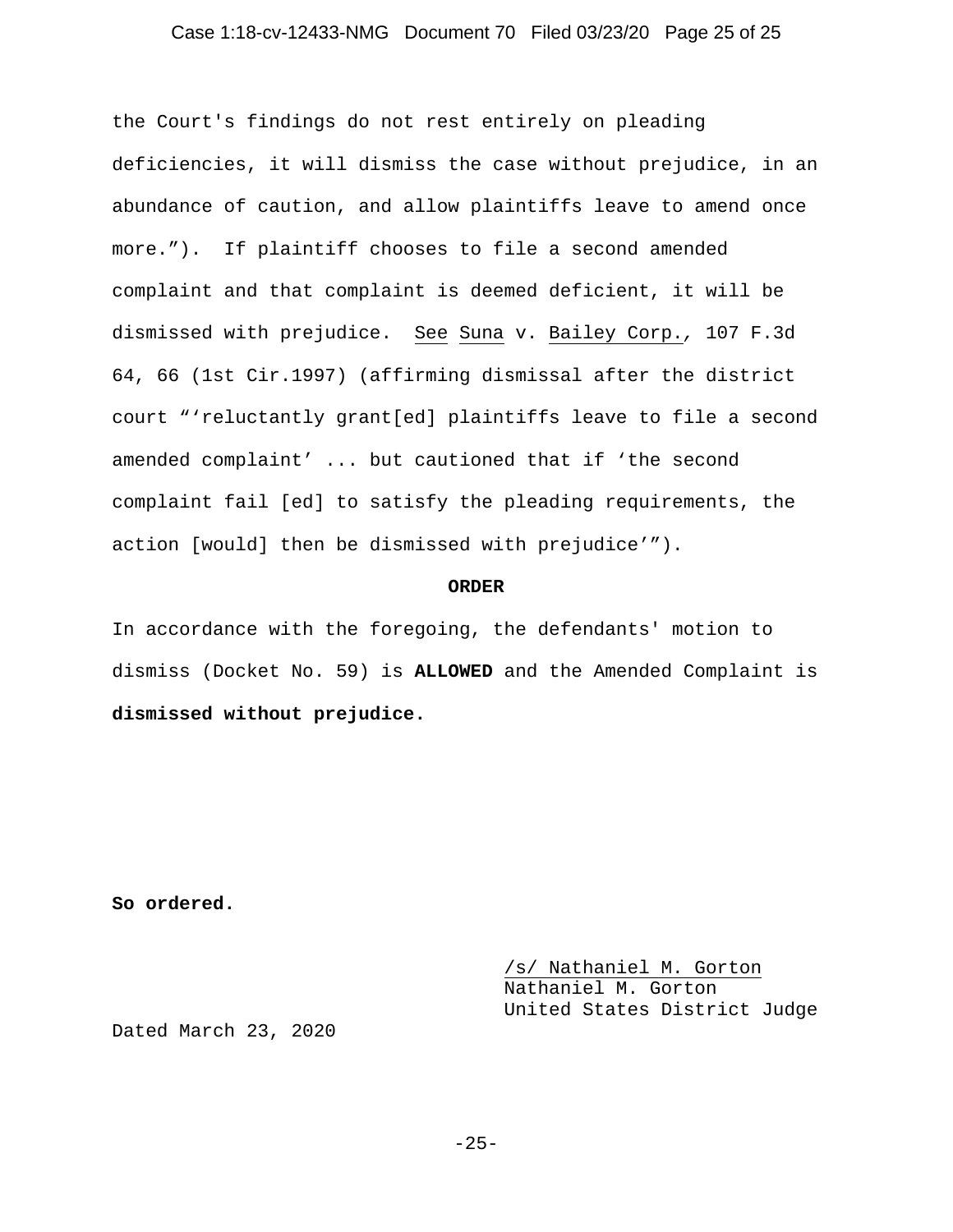the Court's findings do not rest entirely on pleading deficiencies, it will dismiss the case without prejudice, in an abundance of caution, and allow plaintiffs leave to amend once more.”). If plaintiff chooses to file a second amended complaint and that complaint is deemed deficient, it will be dismissed with prejudice. See Suna v. Bailey Corp., 107 F.3d 64, 66 (1st Cir.1997) (affirming dismissal after the district court “‘reluctantly grant[ed] plaintiffs leave to file a second amended complaint’ ... but cautioned that if ‘the second complaint fail [ed] to satisfy the pleading requirements, the action [would] then be dismissed with prejudice’”).

**ORDER**

In accordance with the foregoing, the defendants' motion to dismiss (Docket No. 59) is **ALLOWED** and the Amended Complaint is **dismissed without prejudice.**

**So ordered.**

/s/ Nathaniel M. Gorton
Nathaniel M. Gorton
United States District Judge

Dated March 23, 2020